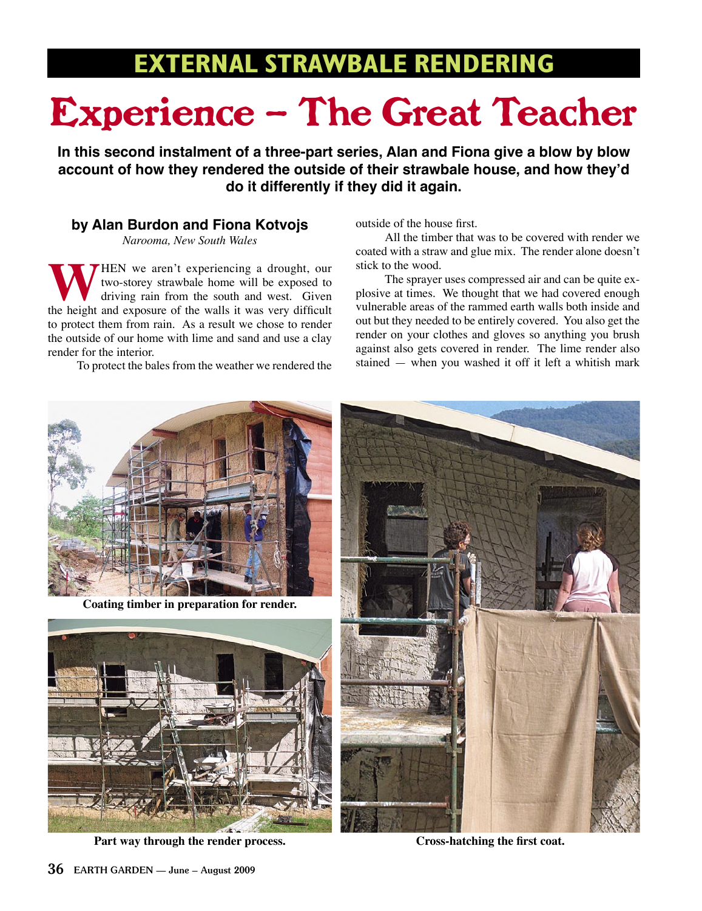## EXTERNAL STRAWBALE RENDERING

# Experience – The Great Teacher

**In this second instalment of a three-part series, Alan and Fiona give a blow by blow account of how they rendered the outside of their strawbale house, and how they'd do it differently if they did it again.**

### by Alan Burdon and Fiona Kotvojs

*Narooma, New South Wales*

WHEN we aren't experiencing a drought, our two-storey strawbale home will be exposed to driving rain from the south and west. Given the height and exposure of the walls it was very difficult to protect them from rain. As a result we chose to render the outside of our home with lime and sand and use a clay render for the interior.

To protect the bales from the weather we rendered the outside of the house first.

All the timber that was to be covered with render we coated with a straw and glue mix. The render alone doesn't stick to the wood.

The sprayer uses compressed air and can be quite explosive at times. We thought that we had covered enough vulnerable areas of the rammed earth walls both inside and out but they needed to be entirely covered. You also get the render on your clothes and gloves so anything you brush against also gets covered in render. The lime render also stained — when you washed it off it left a whitish mark

**Coating timber in preparation for render.**

**Part way through the render process.**

**Cross-hatching the first coat.**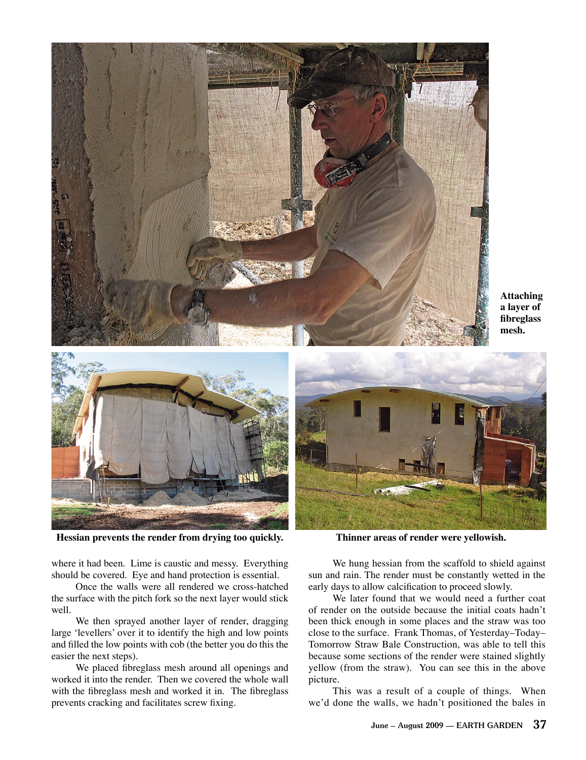Attaching a layer of fibreglass mesh.

Hessian prevents the render from drying too quickly.

Thinner areas of render were yellowish.

where it had been. Lime is caustic and messy. Everything should be covered. Eye and hand protection is essential.

Once the walls were all rendered we cross-hatched the surface with the pitch fork so the next layer would stick well.

We then sprayed another layer of render, dragging large 'levellers' over it to identify the high and low points and filled the low points with cob (the better you do this the easier the next steps).

We placed fibreglass mesh around all openings and worked it into the render. Then we covered the whole wall with the fibreglass mesh and worked it in. The fibreglass prevents cracking and facilitates screw fixing.

We hung hessian from the scaffold to shield against sun and rain. The render must be constantly wetted in the early days to allow calcification to proceed slowly.

We later found that we would need a further coat of render on the outside because the initial coats hadn't been thick enough in some places and the straw was too close to the surface. Frank Thomas, of Yesterday–Today–Tomorrow Straw Bale Construction, was able to tell this because some sections of the render were stained slightly yellow (from the straw). You can see this in the above picture.

This was a result of a couple of things. When we'd done the walls, we hadn't positioned the bales in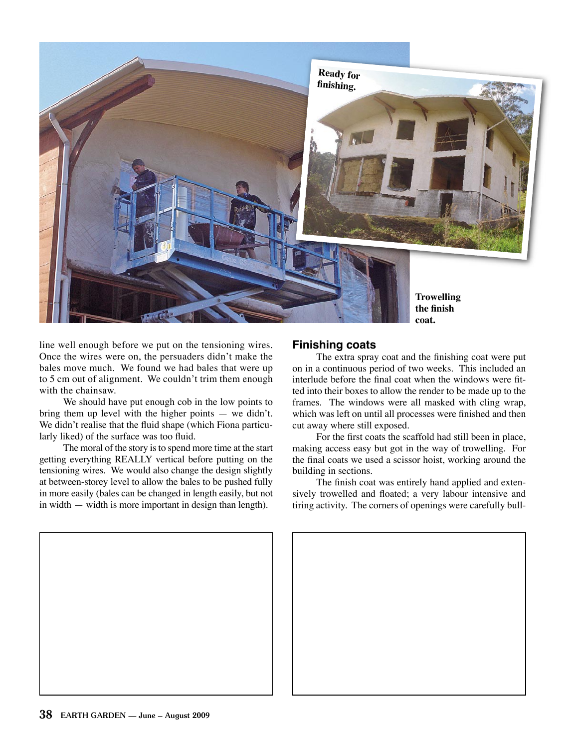Ready for finishing.

Trowelling the finish coat.

line well enough before we put on the tensioning wires. Once the wires were on, the persuaders didn't make the bales move much. We found we had bales that were up to 5 cm out of alignment. We couldn't trim them enough with the chainsaw.

We should have put enough cob in the low points to bring them up level with the higher points — we didn't. We didn't realise that the fluid shape (which Fiona particularly liked) of the surface was too fluid.

The moral of the story is to spend more time at the start getting everything REALLY vertical before putting on the tensioning wires. We would also change the design slightly at between-storey level to allow the bales to be pushed fully in more easily (bales can be changed in length easily, but not in width — width is more important in design than length).

## Finishing coats

The extra spray coat and the finishing coat were put on in a continuous period of two weeks. This included an interlude before the final coat when the windows were fitted into their boxes to allow the render to be made up to the frames. The windows were all masked with cling wrap, which was left on until all processes were finished and then cut away where still exposed.

For the first coats the scaffold had still been in place, making access easy but got in the way of trowelling. For the final coats we used a scissor hoist, working around the building in sections.

The finish coat was entirely hand applied and extensively trowelled and floated; a very labour intensive and tiring activity. The corners of openings were carefully bull-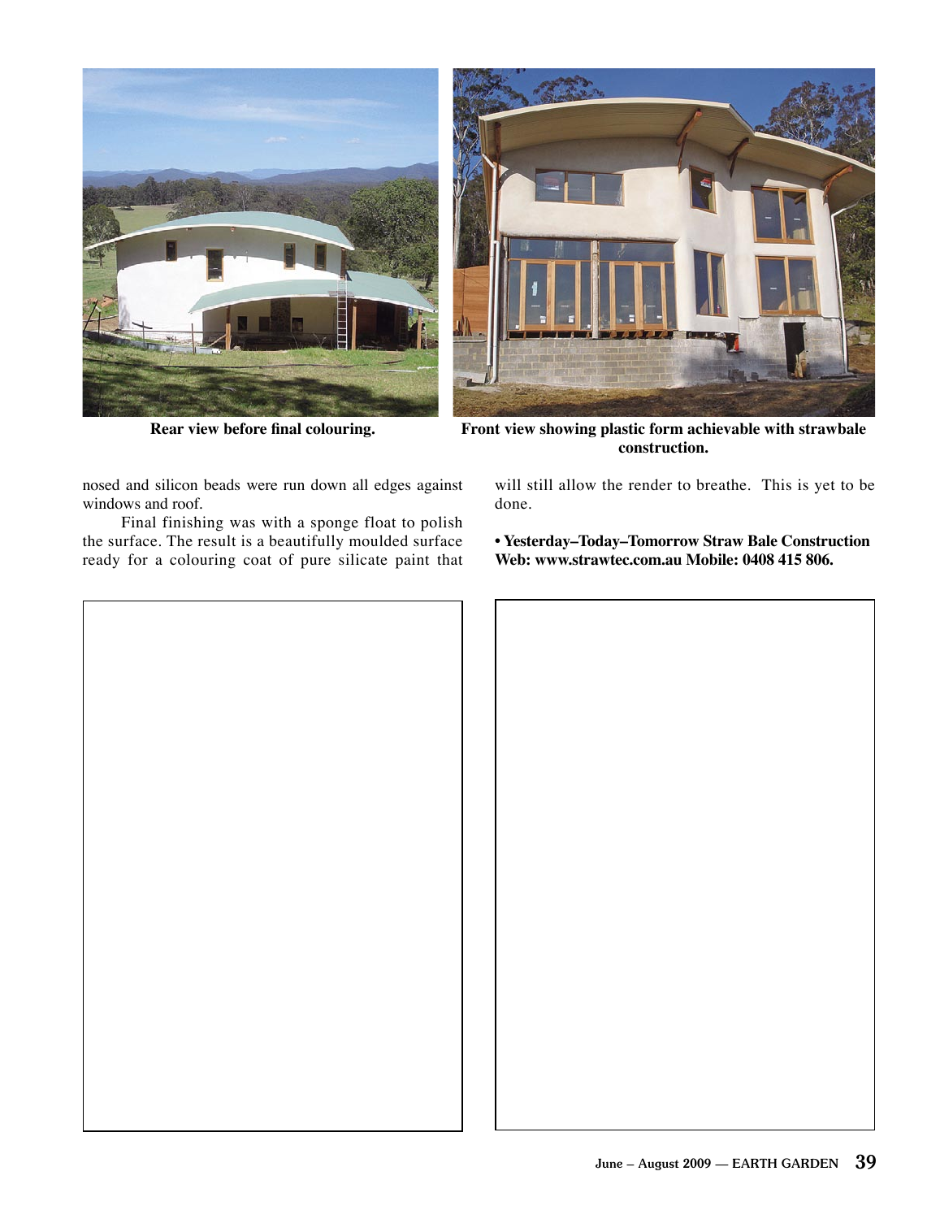**Rear view before final colouring.**

**Front view showing plastic form achievable with strawbale construction.**

nosed and silicon beads were run down all edges against windows and roof.

Final finishing was with a sponge float to polish the surface. The result is a beautifully moulded surface ready for a colouring coat of pure silicate paint that will still allow the render to breathe. This is yet to be done.

**• Yesterday–Today–Tomorrow Straw Bale Construction Web: www.strawtec.com.au Mobile: 0408 415 806.**